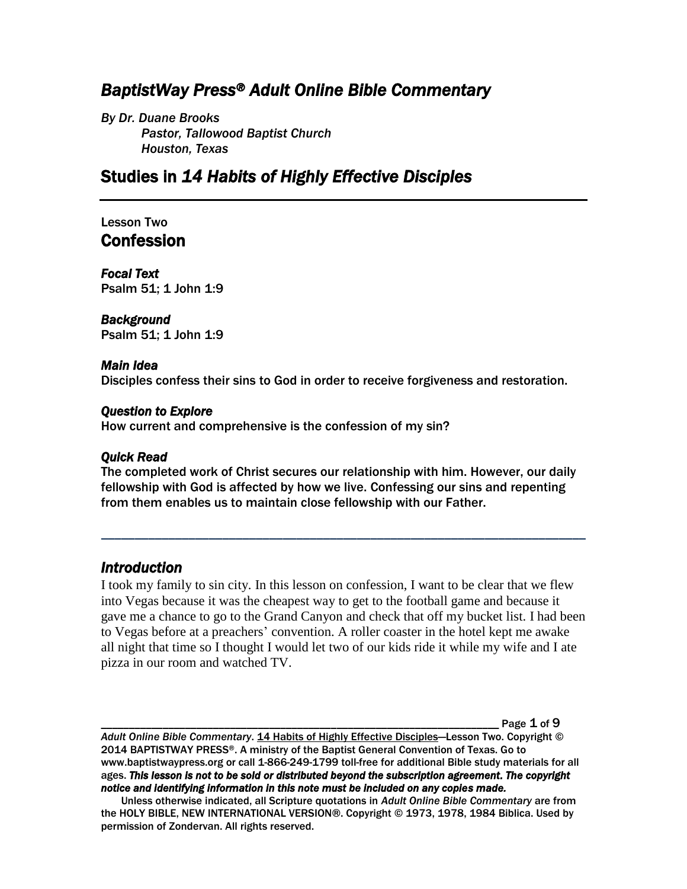# *BaptistWay Press® Adult Online Bible Commentary*

*By Dr. Duane Brooks*
*Pastor, Tallowood Baptist Church*
*Houston, Texas*

## Studies in *14 Habits of Highly Effective Disciples*

---

Lesson Two
## Confession

***Focal Text***
Psalm 51; 1 John 1:9

***Background***
Psalm 51; 1 John 1:9

***Main Idea***
Disciples confess their sins to God in order to receive forgiveness and restoration.

***Question to Explore***
How current and comprehensive is the confession of my sin?

***Quick Read***
The completed work of Christ secures our relationship with him. However, our daily fellowship with God is affected by how we live. Confessing our sins and repenting from them enables us to maintain close fellowship with our Father.

---

### *Introduction*

I took my family to sin city. In this lesson on confession, I want to be clear that we flew into Vegas because it was the cheapest way to get to the football game and because it gave me a chance to go to the Grand Canyon and check that off my bucket list. I had been to Vegas before at a preachers' convention. A roller coaster in the hotel kept me awake all night that time so I thought I would let two of our kids ride it while my wife and I ate pizza in our room and watched TV.

---

*Adult Online Bible Commentary*. 14 Habits of Highly Effective Disciples—Lesson Two. Copyright © 2014 BAPTISTWAY PRESS®. A ministry of the Baptist General Convention of Texas. Go to www.baptistwaypress.org or call 1-866-249-1799 toll-free for additional Bible study materials for all ages. ***This lesson is not to be sold or distributed beyond the subscription agreement. The copyright notice and identifying information in this note must be included on any copies made.***

Unless otherwise indicated, all Scripture quotations in *Adult Online Bible Commentary* are from the HOLY BIBLE, NEW INTERNATIONAL VERSION®. Copyright © 1973, 1978, 1984 Biblica. Used by permission of Zondervan. All rights reserved.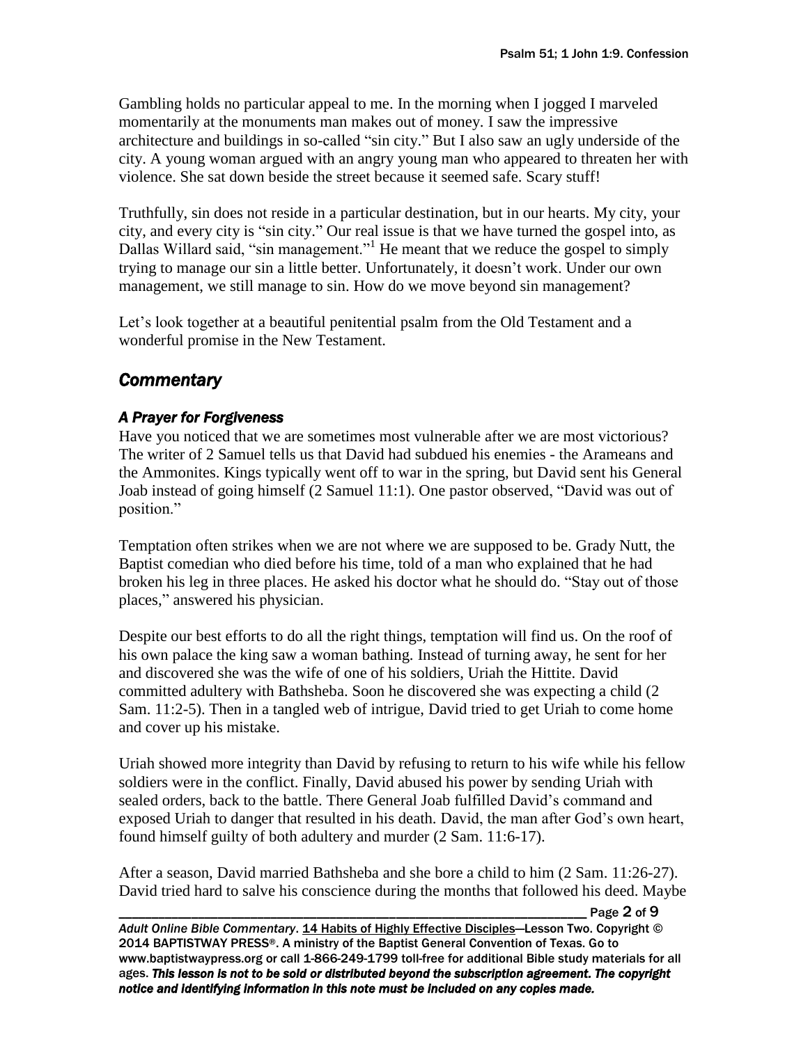Gambling holds no particular appeal to me. In the morning when I jogged I marveled momentarily at the monuments man makes out of money. I saw the impressive architecture and buildings in so-called "sin city." But I also saw an ugly underside of the city. A young woman argued with an angry young man who appeared to threaten her with violence. She sat down beside the street because it seemed safe. Scary stuff!

Truthfully, sin does not reside in a particular destination, but in our hearts. My city, your city, and every city is "sin city." Our real issue is that we have turned the gospel into, as Dallas Willard said, "sin management."[1] He meant that we reduce the gospel to simply trying to manage our sin a little better. Unfortunately, it doesn't work. Under our own management, we still manage to sin. How do we move beyond sin management?

Let's look together at a beautiful penitential psalm from the Old Testament and a wonderful promise in the New Testament.

## *Commentary*

### *A Prayer for Forgiveness*

Have you noticed that we are sometimes most vulnerable after we are most victorious? The writer of 2 Samuel tells us that David had subdued his enemies - the Arameans and the Ammonites. Kings typically went off to war in the spring, but David sent his General Joab instead of going himself (2 Samuel 11:1). One pastor observed, "David was out of position."

Temptation often strikes when we are not where we are supposed to be. Grady Nutt, the Baptist comedian who died before his time, told of a man who explained that he had broken his leg in three places. He asked his doctor what he should do. "Stay out of those places," answered his physician.

Despite our best efforts to do all the right things, temptation will find us. On the roof of his own palace the king saw a woman bathing. Instead of turning away, he sent for her and discovered she was the wife of one of his soldiers, Uriah the Hittite. David committed adultery with Bathsheba. Soon he discovered she was expecting a child (2 Sam. 11:2-5). Then in a tangled web of intrigue, David tried to get Uriah to come home and cover up his mistake.

Uriah showed more integrity than David by refusing to return to his wife while his fellow soldiers were in the conflict. Finally, David abused his power by sending Uriah with sealed orders, back to the battle. There General Joab fulfilled David's command and exposed Uriah to danger that resulted in his death. David, the man after God's own heart, found himself guilty of both adultery and murder (2 Sam. 11:6-17).

After a season, David married Bathsheba and she bore a child to him (2 Sam. 11:26-27). David tried hard to salve his conscience during the months that followed his deed. Maybe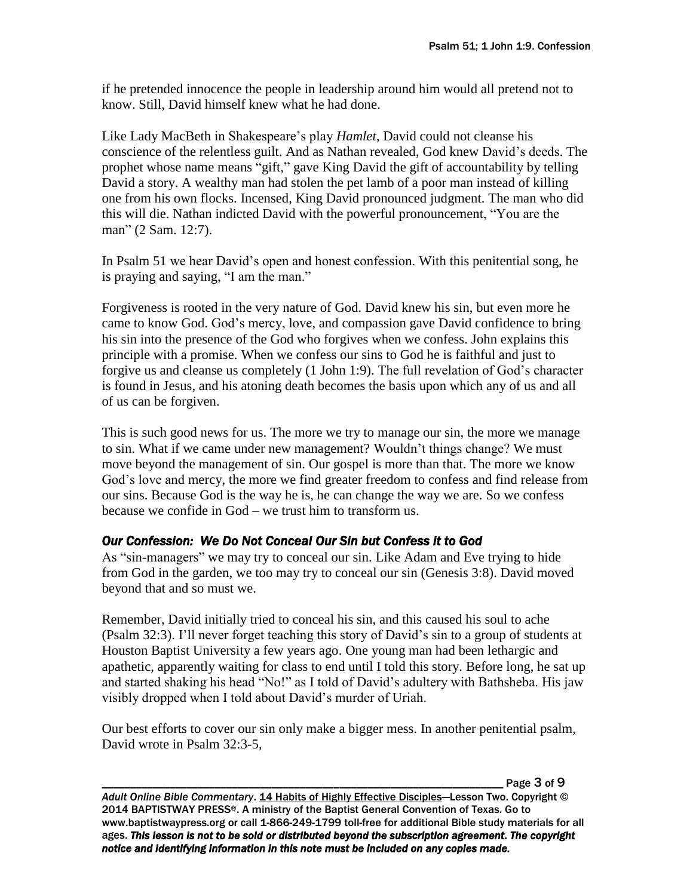if he pretended innocence the people in leadership around him would all pretend not to know. Still, David himself knew what he had done.

Like Lady MacBeth in Shakespeare's play *Hamlet*, David could not cleanse his conscience of the relentless guilt. And as Nathan revealed, God knew David's deeds. The prophet whose name means "gift," gave King David the gift of accountability by telling David a story. A wealthy man had stolen the pet lamb of a poor man instead of killing one from his own flocks. Incensed, King David pronounced judgment. The man who did this will die. Nathan indicted David with the powerful pronouncement, "You are the man" (2 Sam. 12:7).

In Psalm 51 we hear David's open and honest confession. With this penitential song, he is praying and saying, "I am the man."

Forgiveness is rooted in the very nature of God. David knew his sin, but even more he came to know God. God's mercy, love, and compassion gave David confidence to bring his sin into the presence of the God who forgives when we confess. John explains this principle with a promise. When we confess our sins to God he is faithful and just to forgive us and cleanse us completely (1 John 1:9). The full revelation of God's character is found in Jesus, and his atoning death becomes the basis upon which any of us and all of us can be forgiven.

This is such good news for us. The more we try to manage our sin, the more we manage to sin. What if we came under new management? Wouldn't things change? We must move beyond the management of sin. Our gospel is more than that. The more we know God's love and mercy, the more we find greater freedom to confess and find release from our sins. Because God is the way he is, he can change the way we are. So we confess because we confide in God – we trust him to transform us.

### *Our Confession: We Do Not Conceal Our Sin but Confess it to God*

As "sin-managers" we may try to conceal our sin. Like Adam and Eve trying to hide from God in the garden, we too may try to conceal our sin (Genesis 3:8). David moved beyond that and so must we.

Remember, David initially tried to conceal his sin, and this caused his soul to ache (Psalm 32:3). I'll never forget teaching this story of David's sin to a group of students at Houston Baptist University a few years ago. One young man had been lethargic and apathetic, apparently waiting for class to end until I told this story. Before long, he sat up and started shaking his head "No!" as I told of David's adultery with Bathsheba. His jaw visibly dropped when I told about David's murder of Uriah.

Our best efforts to cover our sin only make a bigger mess. In another penitential psalm, David wrote in Psalm 32:3-5,

*Adult Online Bible Commentary*. 14 Habits of Highly Effective Disciples—Lesson Two. Copyright © 2014 BAPTISTWAY PRESS®. A ministry of the Baptist General Convention of Texas. Go to www.baptistwaypress.org or call 1-866-249-1799 toll-free for additional Bible study materials for all ages. ***This lesson is not to be sold or distributed beyond the subscription agreement. The copyright notice and identifying information in this note must be included on any copies made.***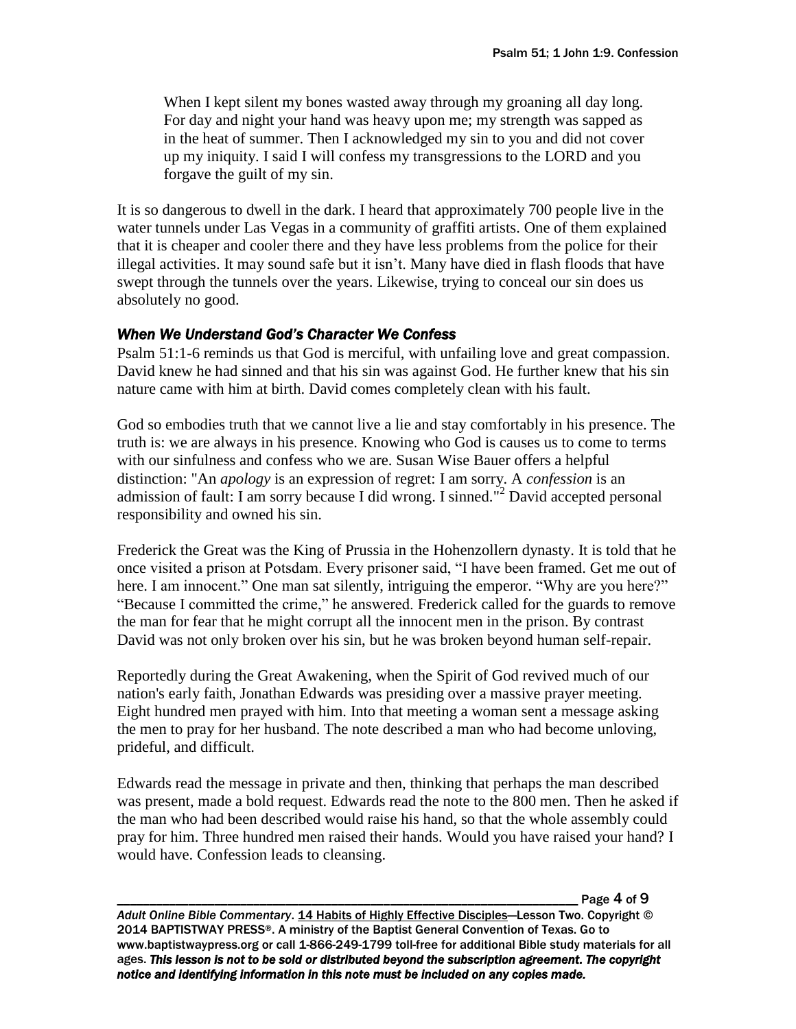> When I kept silent my bones wasted away through my groaning all day long. For day and night your hand was heavy upon me; my strength was sapped as in the heat of summer. Then I acknowledged my sin to you and did not cover up my iniquity. I said I will confess my transgressions to the LORD and you forgave the guilt of my sin.

It is so dangerous to dwell in the dark. I heard that approximately 700 people live in the water tunnels under Las Vegas in a community of graffiti artists. One of them explained that it is cheaper and cooler there and they have less problems from the police for their illegal activities. It may sound safe but it isn't. Many have died in flash floods that have swept through the tunnels over the years. Likewise, trying to conceal our sin does us absolutely no good.

### *When We Understand God's Character We Confess*

Psalm 51:1-6 reminds us that God is merciful, with unfailing love and great compassion. David knew he had sinned and that his sin was against God. He further knew that his sin nature came with him at birth. David comes completely clean with his fault.

God so embodies truth that we cannot live a lie and stay comfortably in his presence. The truth is: we are always in his presence. Knowing who God is causes us to come to terms with our sinfulness and confess who we are. Susan Wise Bauer offers a helpful distinction: "An *apology* is an expression of regret: I am sorry. A *confession* is an admission of fault: I am sorry because I did wrong. I sinned."[2] David accepted personal responsibility and owned his sin.

Frederick the Great was the King of Prussia in the Hohenzollern dynasty. It is told that he once visited a prison at Potsdam. Every prisoner said, "I have been framed. Get me out of here. I am innocent." One man sat silently, intriguing the emperor. "Why are you here?" "Because I committed the crime," he answered. Frederick called for the guards to remove the man for fear that he might corrupt all the innocent men in the prison. By contrast David was not only broken over his sin, but he was broken beyond human self-repair.

Reportedly during the Great Awakening, when the Spirit of God revived much of our nation's early faith, Jonathan Edwards was presiding over a massive prayer meeting. Eight hundred men prayed with him. Into that meeting a woman sent a message asking the men to pray for her husband. The note described a man who had become unloving, prideful, and difficult.

Edwards read the message in private and then, thinking that perhaps the man described was present, made a bold request. Edwards read the note to the 800 men. Then he asked if the man who had been described would raise his hand, so that the whole assembly could pray for him. Three hundred men raised their hands. Would you have raised your hand? I would have. Confession leads to cleansing.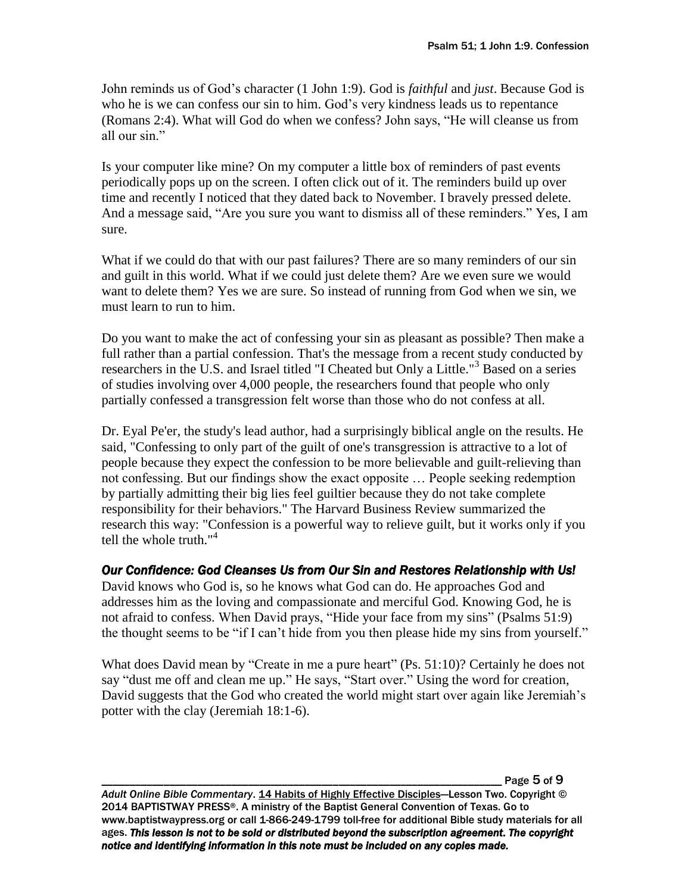John reminds us of God's character (1 John 1:9). God is *faithful* and *just*. Because God is who he is we can confess our sin to him. God's very kindness leads us to repentance (Romans 2:4). What will God do when we confess? John says, "He will cleanse us from all our sin."

Is your computer like mine? On my computer a little box of reminders of past events periodically pops up on the screen. I often click out of it. The reminders build up over time and recently I noticed that they dated back to November. I bravely pressed delete. And a message said, "Are you sure you want to dismiss all of these reminders." Yes, I am sure.

What if we could do that with our past failures? There are so many reminders of our sin and guilt in this world. What if we could just delete them? Are we even sure we would want to delete them? Yes we are sure. So instead of running from God when we sin, we must learn to run to him.

Do you want to make the act of confessing your sin as pleasant as possible? Then make a full rather than a partial confession. That's the message from a recent study conducted by researchers in the U.S. and Israel titled "I Cheated but Only a Little."[3] Based on a series of studies involving over 4,000 people, the researchers found that people who only partially confessed a transgression felt worse than those who do not confess at all.

Dr. Eyal Pe'er, the study's lead author, had a surprisingly biblical angle on the results. He said, "Confessing to only part of the guilt of one's transgression is attractive to a lot of people because they expect the confession to be more believable and guilt-relieving than not confessing. But our findings show the exact opposite … People seeking redemption by partially admitting their big lies feel guiltier because they do not take complete responsibility for their behaviors." The Harvard Business Review summarized the research this way: "Confession is a powerful way to relieve guilt, but it works only if you tell the whole truth."[4]

***Our Confidence: God Cleanses Us from Our Sin and Restores Relationship with Us!***

David knows who God is, so he knows what God can do. He approaches God and addresses him as the loving and compassionate and merciful God. Knowing God, he is not afraid to confess. When David prays, "Hide your face from my sins" (Psalms 51:9) the thought seems to be "if I can't hide from you then please hide my sins from yourself."

What does David mean by "Create in me a pure heart" (Ps. 51:10)? Certainly he does not say "dust me off and clean me up." He says, "Start over." Using the word for creation, David suggests that the God who created the world might start over again like Jeremiah's potter with the clay (Jeremiah 18:1-6).

*Adult Online Bible Commentary*. 14 Habits of Highly Effective Disciples—Lesson Two. Copyright © 2014 BAPTISTWAY PRESS®. A ministry of the Baptist General Convention of Texas. Go to www.baptistwaypress.org or call 1-866-249-1799 toll-free for additional Bible study materials for all ages. ***This lesson is not to be sold or distributed beyond the subscription agreement. The copyright notice and identifying information in this note must be included on any copies made.***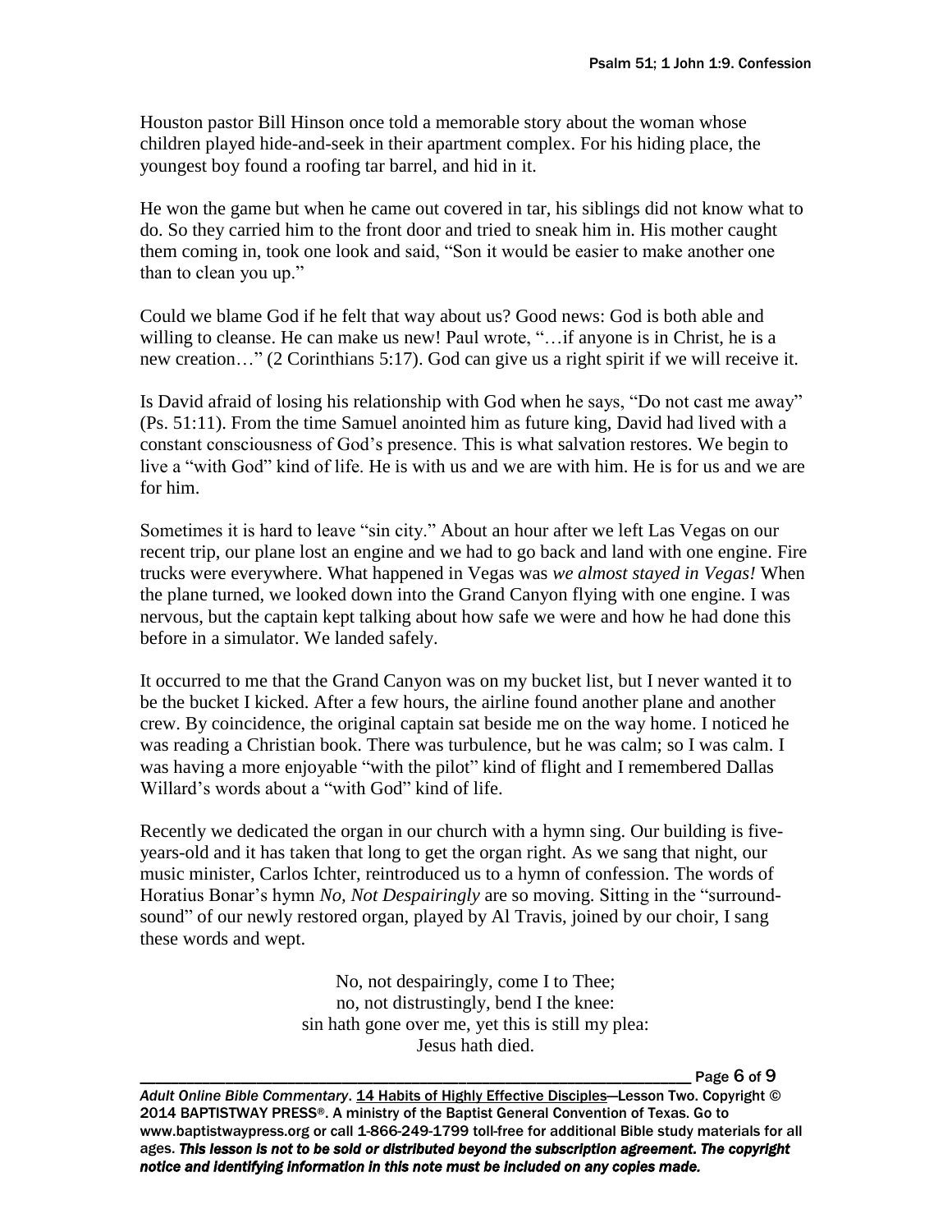Houston pastor Bill Hinson once told a memorable story about the woman whose children played hide-and-seek in their apartment complex. For his hiding place, the youngest boy found a roofing tar barrel, and hid in it.

He won the game but when he came out covered in tar, his siblings did not know what to do. So they carried him to the front door and tried to sneak him in. His mother caught them coming in, took one look and said, "Son it would be easier to make another one than to clean you up."

Could we blame God if he felt that way about us? Good news: God is both able and willing to cleanse. He can make us new! Paul wrote, "…if anyone is in Christ, he is a new creation…" (2 Corinthians 5:17). God can give us a right spirit if we will receive it.

Is David afraid of losing his relationship with God when he says, "Do not cast me away" (Ps. 51:11). From the time Samuel anointed him as future king, David had lived with a constant consciousness of God's presence. This is what salvation restores. We begin to live a "with God" kind of life. He is with us and we are with him. He is for us and we are for him.

Sometimes it is hard to leave "sin city." About an hour after we left Las Vegas on our recent trip, our plane lost an engine and we had to go back and land with one engine. Fire trucks were everywhere. What happened in Vegas was *we almost stayed in Vegas!* When the plane turned, we looked down into the Grand Canyon flying with one engine. I was nervous, but the captain kept talking about how safe we were and how he had done this before in a simulator. We landed safely.

It occurred to me that the Grand Canyon was on my bucket list, but I never wanted it to be the bucket I kicked. After a few hours, the airline found another plane and another crew. By coincidence, the original captain sat beside me on the way home. I noticed he was reading a Christian book. There was turbulence, but he was calm; so I was calm. I was having a more enjoyable "with the pilot" kind of flight and I remembered Dallas Willard's words about a "with God" kind of life.

Recently we dedicated the organ in our church with a hymn sing. Our building is five-years-old and it has taken that long to get the organ right. As we sang that night, our music minister, Carlos Ichter, reintroduced us to a hymn of confession. The words of Horatius Bonar's hymn *No, Not Despairingly* are so moving. Sitting in the "surround-sound" of our newly restored organ, played by Al Travis, joined by our choir, I sang these words and wept.

No, not despairingly, come I to Thee;
no, not distrustingly, bend I the knee:
sin hath gone over me, yet this is still my plea:
Jesus hath died.

*Adult Online Bible Commentary*. 14 Habits of Highly Effective Disciples—Lesson Two. Copyright © 2014 BAPTISTWAY PRESS®. A ministry of the Baptist General Convention of Texas. Go to www.baptistwaypress.org or call 1-866-249-1799 toll-free for additional Bible study materials for all ages. ***This lesson is not to be sold or distributed beyond the subscription agreement. The copyright notice and identifying information in this note must be included on any copies made.***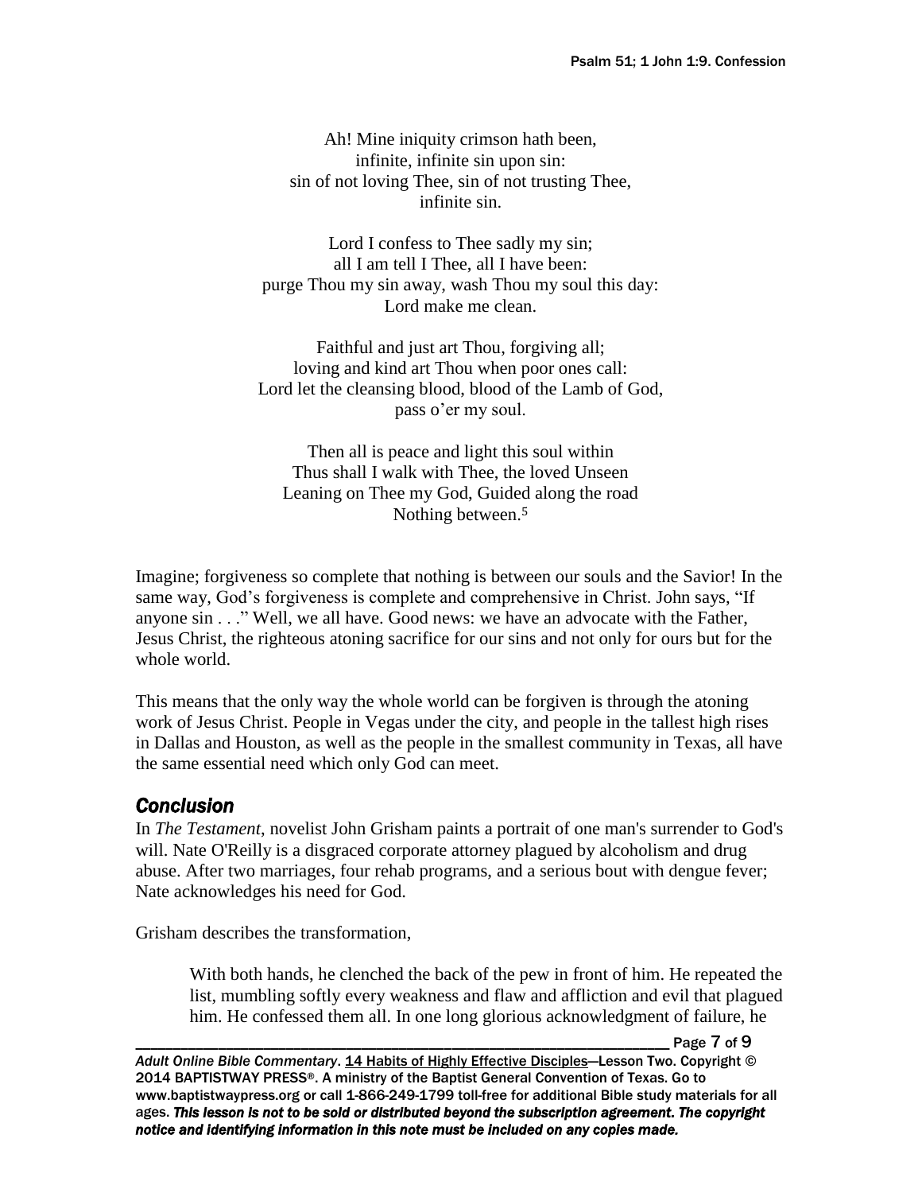Ah! Mine iniquity crimson hath been,
infinite, infinite sin upon sin:
sin of not loving Thee, sin of not trusting Thee,
infinite sin.

Lord I confess to Thee sadly my sin;
all I am tell I Thee, all I have been:
purge Thou my sin away, wash Thou my soul this day:
Lord make me clean.

Faithful and just art Thou, forgiving all;
loving and kind art Thou when poor ones call:
Lord let the cleansing blood, blood of the Lamb of God,
pass o'er my soul.

Then all is peace and light this soul within
Thus shall I walk with Thee, the loved Unseen
Leaning on Thee my God, Guided along the road
Nothing between.[5]

Imagine; forgiveness so complete that nothing is between our souls and the Savior! In the same way, God's forgiveness is complete and comprehensive in Christ. John says, "If anyone sin . . ." Well, we all have. Good news: we have an advocate with the Father, Jesus Christ, the righteous atoning sacrifice for our sins and not only for ours but for the whole world.

This means that the only way the whole world can be forgiven is through the atoning work of Jesus Christ. People in Vegas under the city, and people in the tallest high rises in Dallas and Houston, as well as the people in the smallest community in Texas, all have the same essential need which only God can meet.

## *Conclusion*

In *The Testament*, novelist John Grisham paints a portrait of one man's surrender to God's will. Nate O'Reilly is a disgraced corporate attorney plagued by alcoholism and drug abuse. After two marriages, four rehab programs, and a serious bout with dengue fever; Nate acknowledges his need for God.

Grisham describes the transformation,

> With both hands, he clenched the back of the pew in front of him. He repeated the list, mumbling softly every weakness and flaw and affliction and evil that plagued him. He confessed them all. In one long glorious acknowledgment of failure, he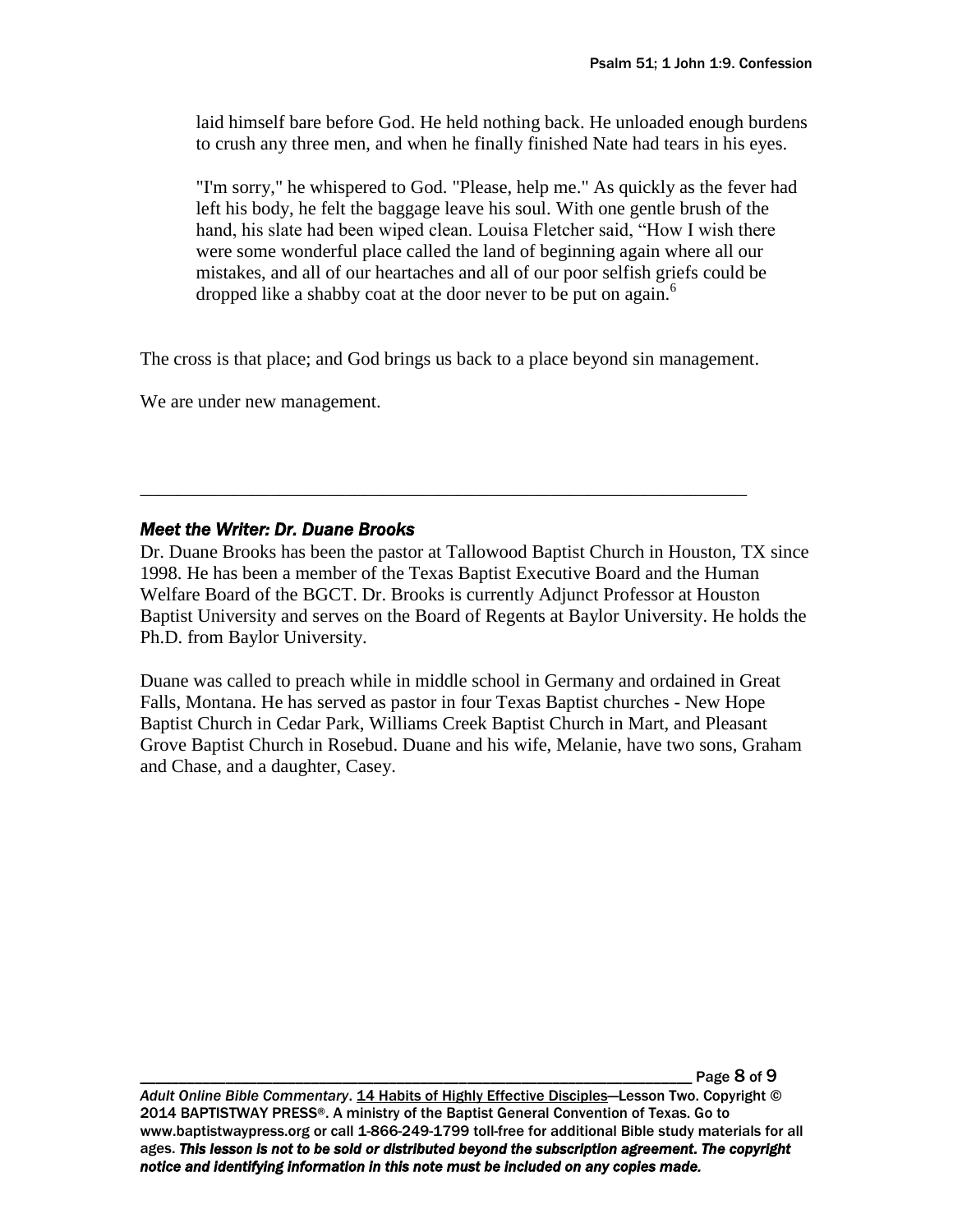> laid himself bare before God. He held nothing back. He unloaded enough burdens to crush any three men, and when he finally finished Nate had tears in his eyes.
>
> "I'm sorry," he whispered to God. "Please, help me." As quickly as the fever had left his body, he felt the baggage leave his soul. With one gentle brush of the hand, his slate had been wiped clean. Louisa Fletcher said, "How I wish there were some wonderful place called the land of beginning again where all our mistakes, and all of our heartaches and all of our poor selfish griefs could be dropped like a shabby coat at the door never to be put on again.[6]

The cross is that place; and God brings us back to a place beyond sin management.

We are under new management.

---

### *Meet the Writer: Dr. Duane Brooks*

Dr. Duane Brooks has been the pastor at Tallowood Baptist Church in Houston, TX since 1998. He has been a member of the Texas Baptist Executive Board and the Human Welfare Board of the BGCT. Dr. Brooks is currently Adjunct Professor at Houston Baptist University and serves on the Board of Regents at Baylor University. He holds the Ph.D. from Baylor University.

Duane was called to preach while in middle school in Germany and ordained in Great Falls, Montana. He has served as pastor in four Texas Baptist churches - New Hope Baptist Church in Cedar Park, Williams Creek Baptist Church in Mart, and Pleasant Grove Baptist Church in Rosebud. Duane and his wife, Melanie, have two sons, Graham and Chase, and a daughter, Casey.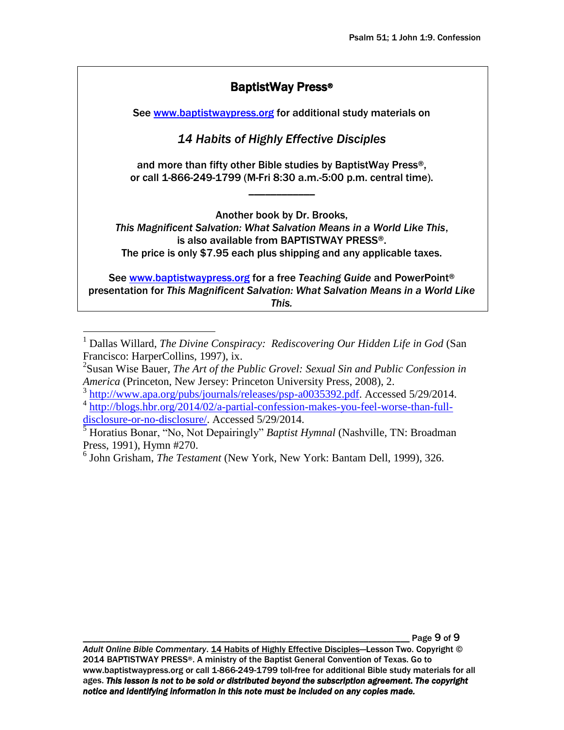## BaptistWay Press®

See www.baptistwaypress.org for additional study materials on

*14 Habits of Highly Effective Disciples*

and more than fifty other Bible studies by BaptistWay Press®,
or call 1-866-249-1799 (M-Fri 8:30 a.m.-5:00 p.m. central time).

---

Another book by Dr. Brooks,
*This Magnificent Salvation: What Salvation Means in a World Like This*,
is also available from BAPTISTWAY PRESS®.
The price is only $7.95 each plus shipping and any applicable taxes.

See www.baptistwaypress.org for a free *Teaching Guide* and PowerPoint® presentation for *This Magnificent Salvation: What Salvation Means in a World Like This.*

---

[1] Dallas Willard, *The Divine Conspiracy: Rediscovering Our Hidden Life in God* (San Francisco: HarperCollins, 1997), ix.

[2] Susan Wise Bauer, *The Art of the Public Grovel: Sexual Sin and Public Confession in America* (Princeton, New Jersey: Princeton University Press, 2008), 2.

[3] http://www.apa.org/pubs/journals/releases/psp-a0035392.pdf. Accessed 5/29/2014.

[4] http://blogs.hbr.org/2014/02/a-partial-confession-makes-you-feel-worse-than-full-disclosure-or-no-disclosure/. Accessed 5/29/2014.

[5] Horatius Bonar, "No, Not Depairingly" *Baptist Hymnal* (Nashville, TN: Broadman Press, 1991), Hymn #270.

[6] John Grisham, *The Testament* (New York, New York: Bantam Dell, 1999), 326.

*Adult Online Bible Commentary*. 14 Habits of Highly Effective Disciples—Lesson Two. Copyright © 2014 BAPTISTWAY PRESS®. A ministry of the Baptist General Convention of Texas. Go to www.baptistwaypress.org or call 1-866-249-1799 toll-free for additional Bible study materials for all ages. ***This lesson is not to be sold or distributed beyond the subscription agreement. The copyright notice and identifying information in this note must be included on any copies made.***